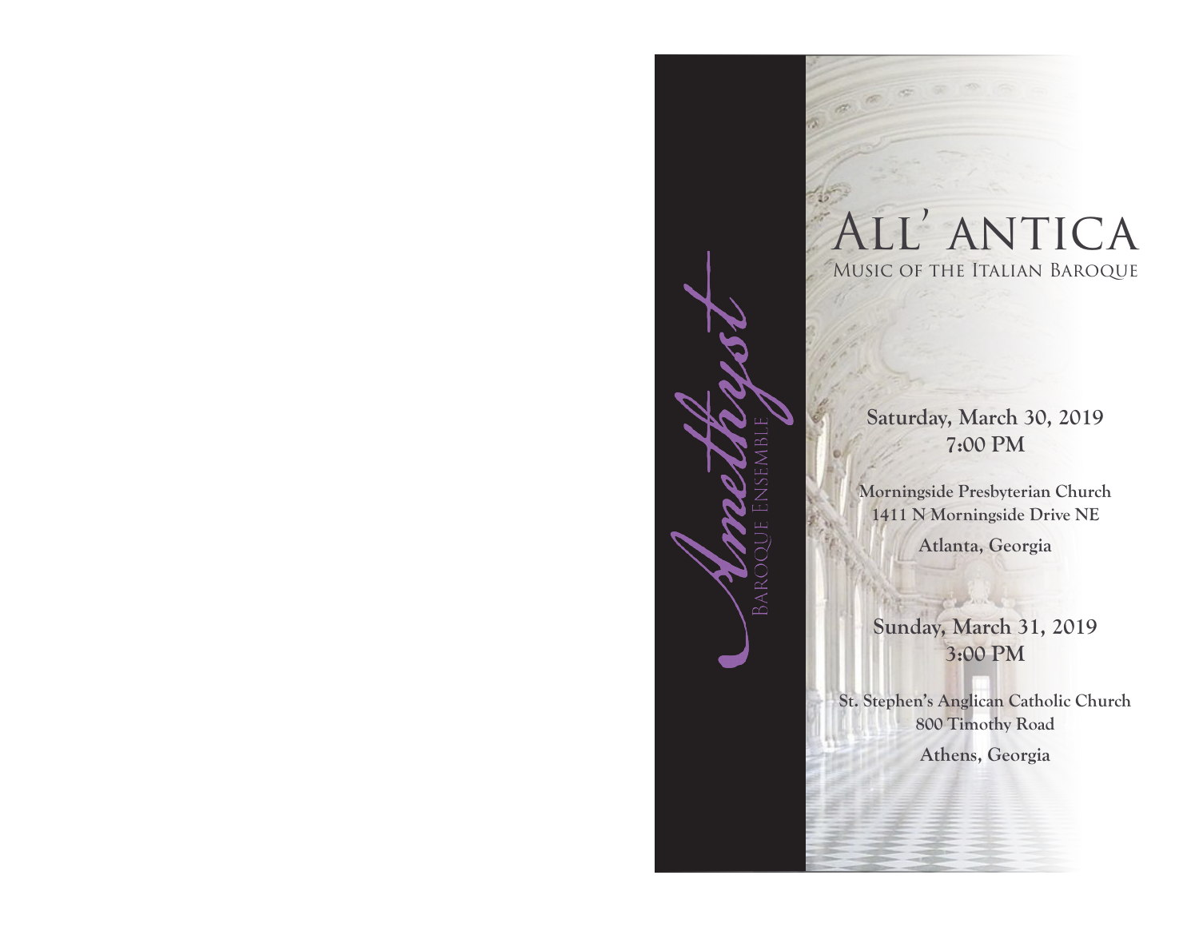Amethyst

Baroque Ensemble

# All' antica

## Music of the Italian Baroque

**Saturday, March 30, 2019**
**7:00 PM**

**Morningside Presbyterian Church**
**1411 N Morningside Drive NE**
**Atlanta, Georgia**

**Sunday, March 31, 2019**
**3:00 PM**

**St. Stephen's Anglican Catholic Church**
**800 Timothy Road**
**Athens, Georgia**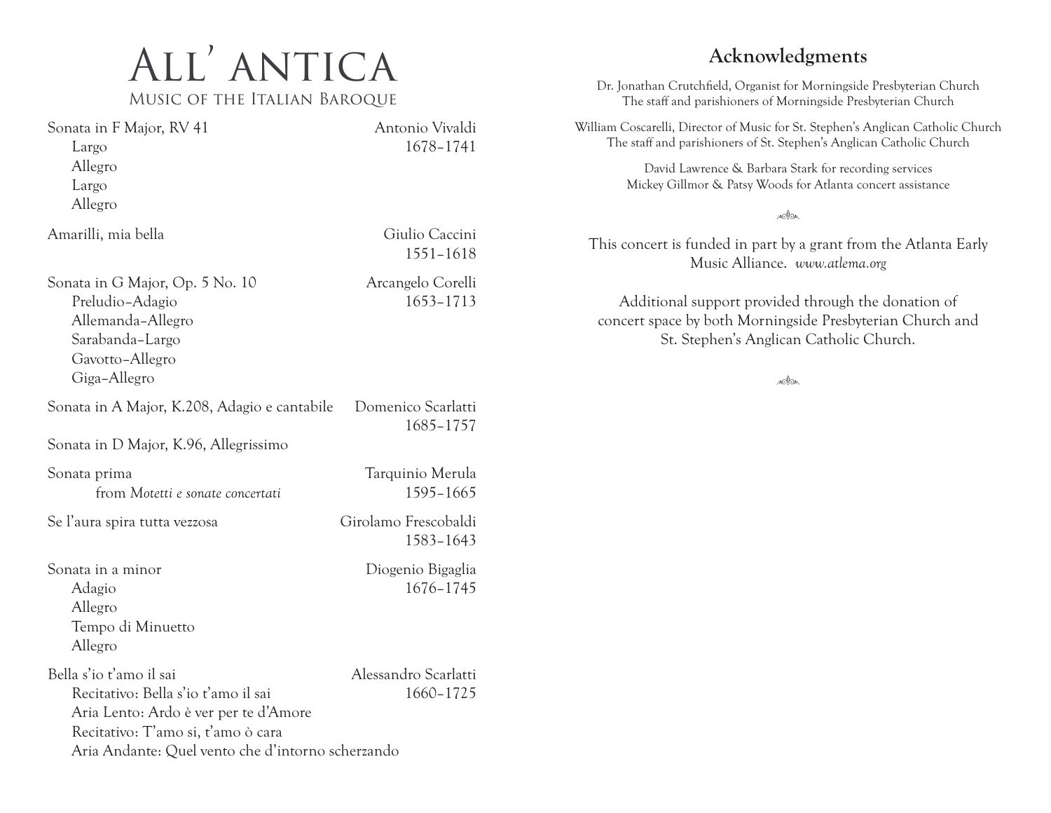# All' antica

## Music of the Italian Baroque

Sonata in F Major, RV 41 — Antonio Vivaldi, 1678–1741
- Largo
- Allegro
- Largo
- Allegro

Amarilli, mia bella — Giulio Caccini, 1551–1618

Sonata in G Major, Op. 5 No. 10 — Arcangelo Corelli, 1653–1713
- Preludio–Adagio
- Allemanda–Allegro
- Sarabanda–Largo
- Gavotto–Allegro
- Giga–Allegro

Sonata in A Major, K.208, Adagio e cantabile — Domenico Scarlatti, 1685–1757

Sonata in D Major, K.96, Allegrissimo

Sonata prima — Tarquinio Merula, 1595–1665
from *Motetti e sonate concertati*

Se l'aura spira tutta vezzosa — Girolamo Frescobaldi, 1583–1643

Sonata in a minor — Diogenio Bigaglia, 1676–1745
- Adagio
- Allegro
- Tempo di Minuetto
- Allegro

Bella s'io t'amo il sai — Alessandro Scarlatti, 1660–1725
- Recitativo: Bella s'io t'amo il sai
- Aria Lento: Ardo è ver per te d'Amore
- Recitativo: T'amo si, t'amo ò cara
- Aria Andante: Quel vento che d'intorno scherzando

## Acknowledgments

Dr. Jonathan Crutchfield, Organist for Morningside Presbyterian Church
The staff and parishioners of Morningside Presbyterian Church

William Coscarelli, Director of Music for St. Stephen's Anglican Catholic Church
The staff and parishioners of St. Stephen's Anglican Catholic Church

David Lawrence & Barbara Stark for recording services
Mickey Gillmor & Patsy Woods for Atlanta concert assistance

This concert is funded in part by a grant from the Atlanta Early Music Alliance. *www.atlema.org*

Additional support provided through the donation of concert space by both Morningside Presbyterian Church and St. Stephen's Anglican Catholic Church.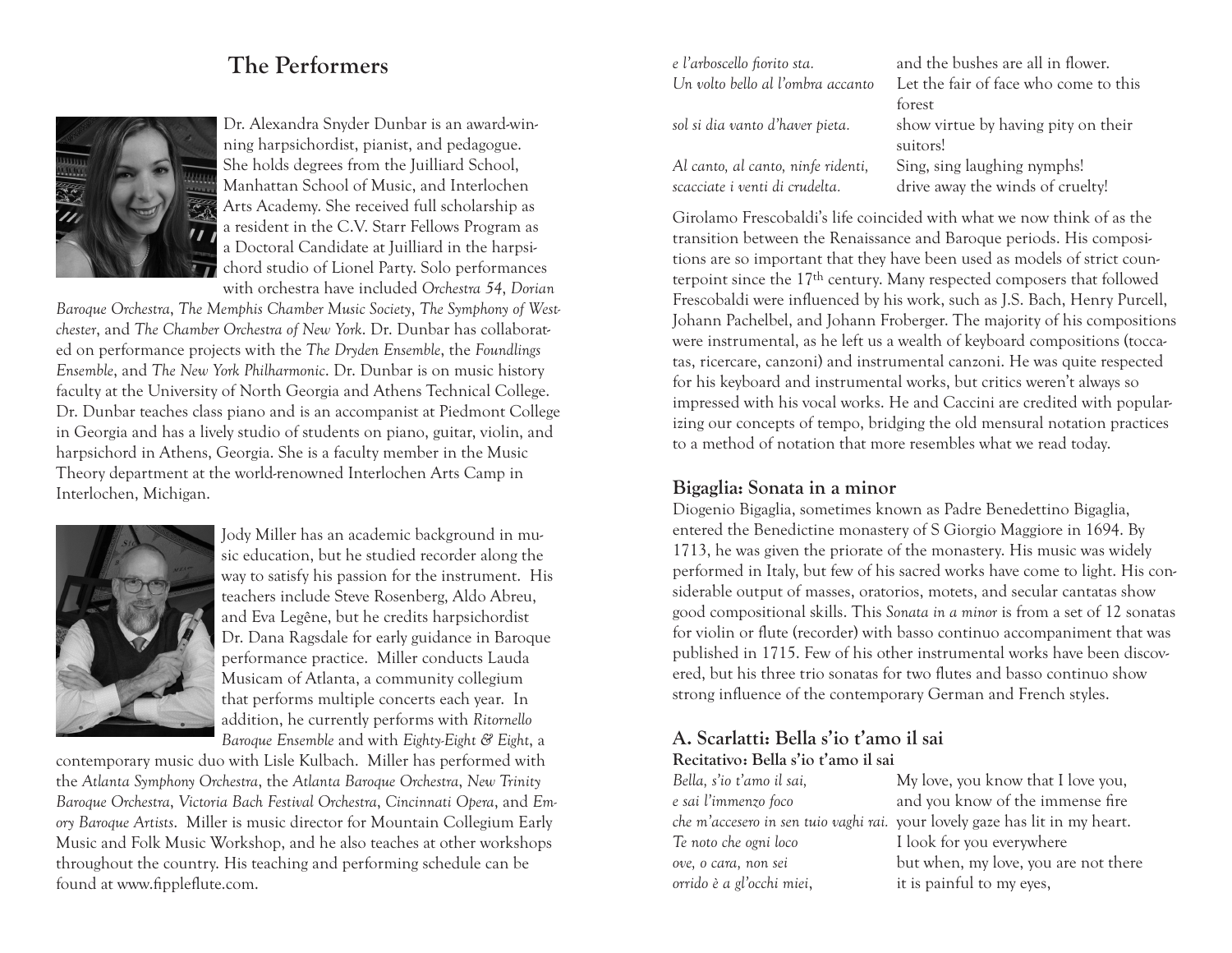## The Performers

Dr. Alexandra Snyder Dunbar is an award-winning harpsichordist, pianist, and pedagogue. She holds degrees from the Juilliard School, Manhattan School of Music, and Interlochen Arts Academy. She received full scholarship as a resident in the C.V. Starr Fellows Program as a Doctoral Candidate at Juilliard in the harpsichord studio of Lionel Party. Solo performances with orchestra have included *Orchestra 54*, *Dorian Baroque Orchestra*, *The Memphis Chamber Music Society*, *The Symphony of Westchester*, and *The Chamber Orchestra of New York*. Dr. Dunbar has collaborated on performance projects with the *The Dryden Ensemble*, the *Foundlings Ensemble*, and *The New York Philharmonic*. Dr. Dunbar is on music history faculty at the University of North Georgia and Athens Technical College. Dr. Dunbar teaches class piano and is an accompanist at Piedmont College in Georgia and has a lively studio of students on piano, guitar, violin, and harpsichord in Athens, Georgia. She is a faculty member in the Music Theory department at the world-renowned Interlochen Arts Camp in Interlochen, Michigan.

Jody Miller has an academic background in music education, but he studied recorder along the way to satisfy his passion for the instrument. His teachers include Steve Rosenberg, Aldo Abreu, and Eva Legêne, but he credits harpsichordist Dr. Dana Ragsdale for early guidance in Baroque performance practice. Miller conducts Lauda Musicam of Atlanta, a community collegium that performs multiple concerts each year. In addition, he currently performs with *Ritornello Baroque Ensemble* and with *Eighty-Eight & Eight*, a contemporary music duo with Lisle Kulbach. Miller has performed with the *Atlanta Symphony Orchestra*, the *Atlanta Baroque Orchestra*, *New Trinity Baroque Orchestra*, *Victoria Bach Festival Orchestra*, *Cincinnati Opera*, and *Emory Baroque Artists*. Miller is music director for Mountain Collegium Early Music and Folk Music Workshop, and he also teaches at other workshops throughout the country. His teaching and performing schedule can be found at www.fippleflute.com.

| | |
|---|---|
| *e l'arboscello fiorito sta.* | and the bushes are all in flower. |
| *Un volto bello al l'ombra accanto* | Let the fair of face who come to this forest |
| *sol si dia vanto d'haver pieta.* | show virtue by having pity on their suitors! |
| *Al canto, al canto, ninfe ridenti,* | Sing, sing laughing nymphs! |
| *scacciate i venti di crudelta.* | drive away the winds of cruelty! |

Girolamo Frescobaldi's life coincided with what we now think of as the transition between the Renaissance and Baroque periods. His compositions are so important that they have been used as models of strict counterpoint since the 17th century. Many respected composers that followed Frescobaldi were influenced by his work, such as J.S. Bach, Henry Purcell, Johann Pachelbel, and Johann Froberger. The majority of his compositions were instrumental, as he left us a wealth of keyboard compositions (toccatas, ricercare, canzoni) and instrumental canzoni. He was quite respected for his keyboard and instrumental works, but critics weren't always so impressed with his vocal works. He and Caccini are credited with popularizing our concepts of tempo, bridging the old mensural notation practices to a method of notation that more resembles what we read today.

### Bigaglia: Sonata in a minor

Diogenio Bigaglia, sometimes known as Padre Benedettino Bigaglia, entered the Benedictine monastery of S Giorgio Maggiore in 1694. By 1713, he was given the priorate of the monastery. His music was widely performed in Italy, but few of his sacred works have come to light. His considerable output of masses, oratorios, motets, and secular cantatas show good compositional skills. This *Sonata in a minor* is from a set of 12 sonatas for violin or flute (recorder) with basso continuo accompaniment that was published in 1715. Few of his other instrumental works have been discovered, but his three trio sonatas for two flutes and basso continuo show strong influence of the contemporary German and French styles.

### A. Scarlatti: Bella s'io t'amo il sai

**Recitativo: Bella s'io t'amo il sai**

| | |
|---|---|
| *Bella, s'io t'amo il sai,* | My love, you know that I love you, |
| *e sai l'immenzo foco* | and you know of the immense fire |
| *che m'accesero in sen tuio vaghi rai.* | your lovely gaze has lit in my heart. |
| *Te noto che ogni loco* | I look for you everywhere |
| *ove, o cara, non sei* | but when, my love, you are not there |
| *orrido è a gl'occhi miei,* | it is painful to my eyes, |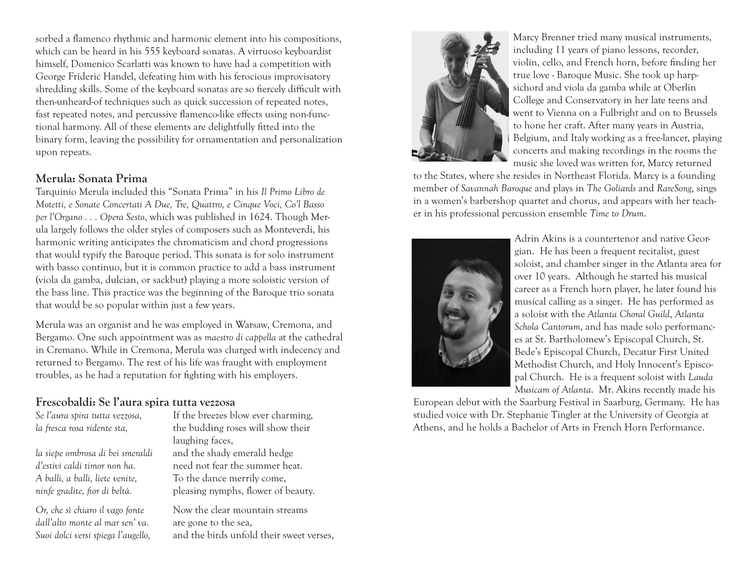sorbed a flamenco rhythmic and harmonic element into his compositions, which can be heard in his 555 keyboard sonatas. A virtuoso keyboardist himself, Domenico Scarlatti was known to have had a competition with George Frideric Handel, defeating him with his ferocious improvisatory shredding skills. Some of the keyboard sonatas are so fiercely difficult with then-unheard-of techniques such as quick succession of repeated notes, fast repeated notes, and percussive flamenco-like effects using non-functional harmony. All of these elements are delightfully fitted into the binary form, leaving the possibility for ornamentation and personalization upon repeats.

### Merula: Sonata Prima

Tarquinio Merula included this "Sonata Prima" in his *Il Primo Libro de Motetti, e Sonate Concertati A Due, Tre, Quattro, e Cinque Voci, Co'l Basso per l'Organo . . . Opera Sesto*, which was published in 1624. Though Merula largely follows the older styles of composers such as Monteverdi, his harmonic writing anticipates the chromaticism and chord progressions that would typify the Baroque period. This sonata is for solo instrument with basso continuo, but it is common practice to add a bass instrument (viola da gamba, dulcian, or sackbut) playing a more soloistic version of the bass line. This practice was the beginning of the Baroque trio sonata that would be so popular within just a few years.

Merula was an organist and he was employed in Warsaw, Cremona, and Bergamo. One such appointment was as *maestro di cappella* at the cathedral in Cremano. While in Cremona, Merula was charged with indecency and returned to Bergamo. The rest of his life was fraught with employment troubles, as he had a reputation for fighting with his employers.

### Frescobaldi: Se l'aura spira tutta vezzosa

| | |
|---|---|
| *Se l'aura spira tutta vezzosa,* | If the breezes blow ever charming, |
| *la fresca rosa ridente sta,* | the budding roses will show their laughing faces, |
| *la siepe ombrosa di bei smeraldi* | and the shady emerald hedge |
| *d'estivi caldi timor non ha.* | need not fear the summer heat. |
| *A balli, a balli, liete venite,* | To the dance merrily come, |
| *ninfe gradite, fior di beltà.* | pleasing nymphs, flower of beauty. |
| *Or, che sì chiaro il vago fonte* | Now the clear mountain streams |
| *dall'alto monte al mar sen' va.* | are gone to the sea, |
| *Suoi dolci versi spiega l'augello,* | and the birds unfold their sweet verses, |

Marcy Brenner tried many musical instruments, including 11 years of piano lessons, recorder, violin, cello, and French horn, before finding her true love - Baroque Music. She took up harpsichord and viola da gamba while at Oberlin College and Conservatory in her late teens and went to Vienna on a Fulbright and on to Brussels to hone her craft. After many years in Austria, Belgium, and Italy working as a free-lancer, playing concerts and making recordings in the rooms the music she loved was written for, Marcy returned to the States, where she resides in Northeast Florida. Marcy is a founding member of *Savannah Baroque* and plays in *The Goliards* and *RareSong*, sings in a women's barbershop quartet and chorus, and appears with her teacher in his professional percussion ensemble *Time to Drum*.

Adrin Akins is a countertenor and native Georgian. He has been a frequent recitalist, guest soloist, and chamber singer in the Atlanta area for over 10 years. Although he started his musical career as a French horn player, he later found his musical calling as a singer. He has performed as a soloist with the *Atlanta Choral Guild*, *Atlanta Schola Cantorum*, and has made solo performances at St. Bartholomew's Episcopal Church, St. Bede's Episcopal Church, Decatur First United Methodist Church, and Holy Innocent's Episcopal Church. He is a frequent soloist with *Lauda Musicam of Atlanta*. Mr. Akins recently made his European debut with the Saarburg Festival in Saarburg, Germany. He has studied voice with Dr. Stephanie Tingler at the University of Georgia at Athens, and he holds a Bachelor of Arts in French Horn Performance.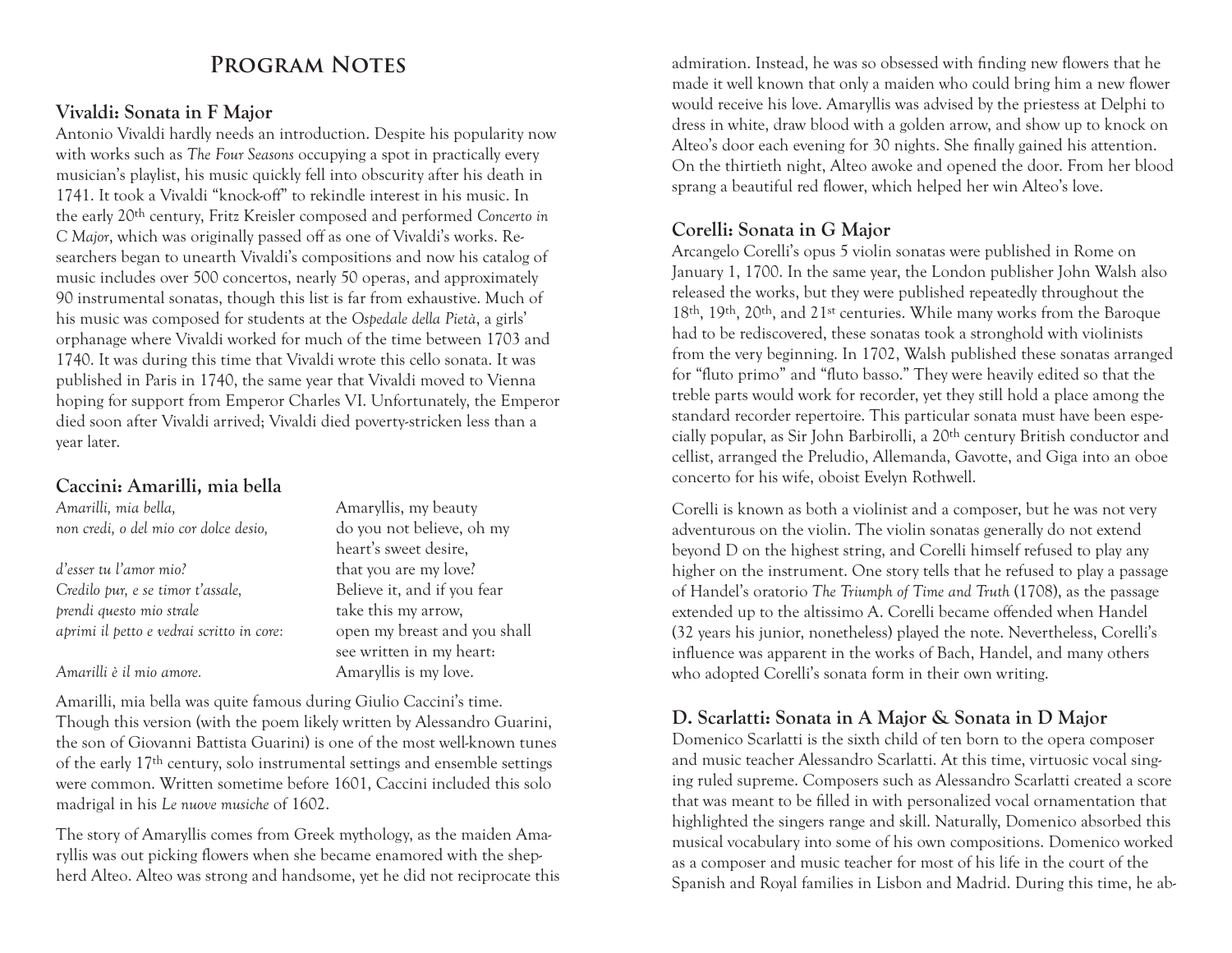# Program Notes

## Vivaldi: Sonata in F Major

Antonio Vivaldi hardly needs an introduction. Despite his popularity now with works such as *The Four Seasons* occupying a spot in practically every musician's playlist, his music quickly fell into obscurity after his death in 1741. It took a Vivaldi "knock-off" to rekindle interest in his music. In the early 20th century, Fritz Kreisler composed and performed *Concerto in C Major*, which was originally passed off as one of Vivaldi's works. Researchers began to unearth Vivaldi's compositions and now his catalog of music includes over 500 concertos, nearly 50 operas, and approximately 90 instrumental sonatas, though this list is far from exhaustive. Much of his music was composed for students at the *Ospedale della Pietà*, a girls' orphanage where Vivaldi worked for much of the time between 1703 and 1740. It was during this time that Vivaldi wrote this cello sonata. It was published in Paris in 1740, the same year that Vivaldi moved to Vienna hoping for support from Emperor Charles VI. Unfortunately, the Emperor died soon after Vivaldi arrived; Vivaldi died poverty-stricken less than a year later.

## Caccini: Amarilli, mia bella

| | |
|---|---|
| *Amarilli, mia bella,* | Amaryllis, my beauty |
| *non credi, o del mio cor dolce desio,* | do you not believe, oh my heart's sweet desire, |
| *d'esser tu l'amor mio?* | that you are my love? |
| *Credilo pur, e se timor t'assale,* | Believe it, and if you fear |
| *prendi questo mio strale* | take this my arrow, |
| *aprimi il petto e vedrai scritto in core:* | open my breast and you shall see written in my heart: |
| *Amarilli è il mio amore.* | Amaryllis is my love. |

Amarilli, mia bella was quite famous during Giulio Caccini's time. Though this version (with the poem likely written by Alessandro Guarini, the son of Giovanni Battista Guarini) is one of the most well-known tunes of the early 17th century, solo instrumental settings and ensemble settings were common. Written sometime before 1601, Caccini included this solo madrigal in his *Le nuove musiche* of 1602.

The story of Amaryllis comes from Greek mythology, as the maiden Amaryllis was out picking flowers when she became enamored with the shepherd Alteo. Alteo was strong and handsome, yet he did not reciprocate this admiration. Instead, he was so obsessed with finding new flowers that he made it well known that only a maiden who could bring him a new flower would receive his love. Amaryllis was advised by the priestess at Delphi to dress in white, draw blood with a golden arrow, and show up to knock on Alteo's door each evening for 30 nights. She finally gained his attention. On the thirtieth night, Alteo awoke and opened the door. From her blood sprang a beautiful red flower, which helped her win Alteo's love.

## Corelli: Sonata in G Major

Arcangelo Corelli's opus 5 violin sonatas were published in Rome on January 1, 1700. In the same year, the London publisher John Walsh also released the works, but they were published repeatedly throughout the 18th, 19th, 20th, and 21st centuries. While many works from the Baroque had to be rediscovered, these sonatas took a stronghold with violinists from the very beginning. In 1702, Walsh published these sonatas arranged for "fluto primo" and "fluto basso." They were heavily edited so that the treble parts would work for recorder, yet they still hold a place among the standard recorder repertoire. This particular sonata must have been especially popular, as Sir John Barbirolli, a 20th century British conductor and cellist, arranged the Preludio, Allemanda, Gavotte, and Giga into an oboe concerto for his wife, oboist Evelyn Rothwell.

Corelli is known as both a violinist and a composer, but he was not very adventurous on the violin. The violin sonatas generally do not extend beyond D on the highest string, and Corelli himself refused to play any higher on the instrument. One story tells that he refused to play a passage of Handel's oratorio *The Triumph of Time and Truth* (1708), as the passage extended up to the altissimo A. Corelli became offended when Handel (32 years his junior, nonetheless) played the note. Nevertheless, Corelli's influence was apparent in the works of Bach, Handel, and many others who adopted Corelli's sonata form in their own writing.

## D. Scarlatti: Sonata in A Major & Sonata in D Major

Domenico Scarlatti is the sixth child of ten born to the opera composer and music teacher Alessandro Scarlatti. At this time, virtuosic vocal singing ruled supreme. Composers such as Alessandro Scarlatti created a score that was meant to be filled in with personalized vocal ornamentation that highlighted the singers range and skill. Naturally, Domenico absorbed this musical vocabulary into some of his own compositions. Domenico worked as a composer and music teacher for most of his life in the court of the Spanish and Royal families in Lisbon and Madrid. During this time, he ab-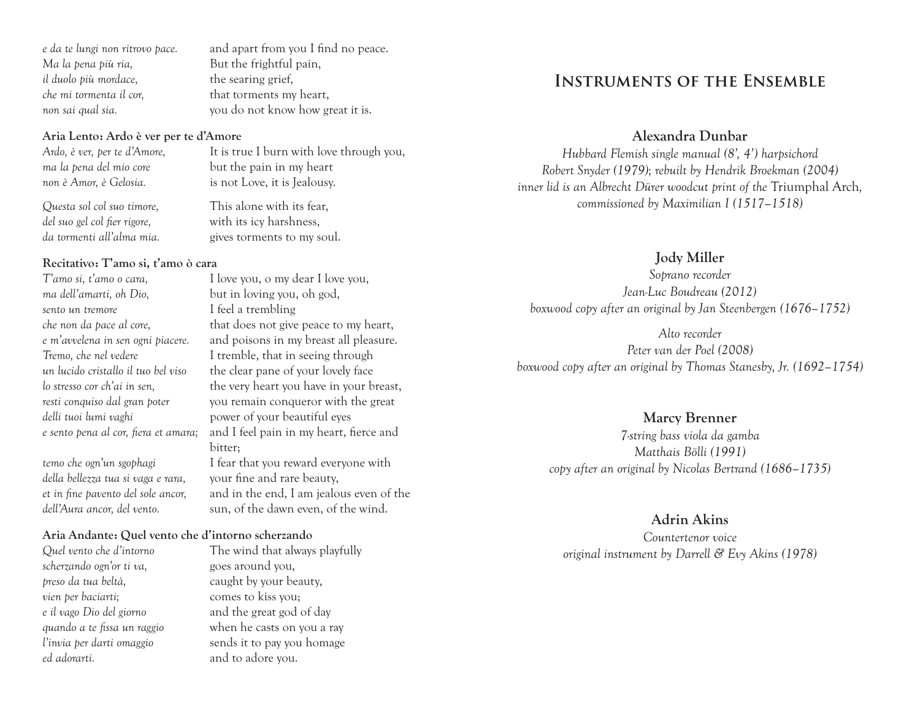| | |
|---|---|
| *e da te lungi non ritrovo pace.* | and apart from you I find no peace. |
| *Ma la pena più ria,* | But the frightful pain, |
| *il duolo più mordace,* | the searing grief, |
| *che mi tormenta il cor,* | that torments my heart, |
| *non sai qual sia.* | you do not know how great it is. |

**Aria Lento: Ardo è ver per te d'Amore**

| | |
|---|---|
| *Ardo, è ver, per te d'Amore,* | It is true I burn with love through you, |
| *ma la pena del mio core* | but the pain in my heart |
| *non è Amor, è Gelosia.* | is not Love, it is Jealousy. |
| *Questa sol col suo timore,* | This alone with its fear, |
| *del suo gel col fier rigore,* | with its icy harshness, |
| *da tormenti all'alma mia.* | gives torments to my soul. |

**Recitativo: T'amo si, t'amo ò cara**

| | |
|---|---|
| *T'amo si, t'amo o cara,* | I love you, o my dear I love you, |
| *ma dell'amarti, oh Dio,* | but in loving you, oh god, |
| *sento un tremore* | I feel a trembling |
| *che non da pace al core,* | that does not give peace to my heart, |
| *e m'avvelena in sen ogni piacere.* | and poisons in my breast all pleasure. |
| *Tremo, che nel vedere* | I tremble, that in seeing through |
| *un lucido cristallo il tuo bel viso* | the clear pane of your lovely face |
| *lo stresso cor ch'ai in sen,* | the very heart you have in your breast, |
| *resti conquiso dal gran poter* | you remain conqueror with the great |
| *delli tuoi lumi vaghi* | power of your beautiful eyes |
| *e sento pena al cor, fiera et amara;* | and I feel pain in my heart, fierce and bitter; |
| *temo che ogn'un sgophagi* | I fear that you reward everyone with |
| *della bellezza tua si vaga e rara,* | your fine and rare beauty, |
| *et in fine pavento del sole ancor,* | and in the end, I am jealous even of the |
| *dell'Aura ancor, del vento.* | sun, of the dawn even, of the wind. |

**Aria Andante: Quel vento che d'intorno scherzando**

| | |
|---|---|
| *Quel vento che d'intorno* | The wind that always playfully |
| *scherzando ogn'or ti va,* | goes around you, |
| *preso da tua beltà,* | caught by your beauty, |
| *vien per baciarti;* | comes to kiss you; |
| *e il vago Dio del giorno* | and the great god of day |
| *quando a te fissa un raggio* | when he casts on you a ray |
| *l'invia per darti omaggio* | sends it to pay you homage |
| *ed adorarti.* | and to adore you. |

## Instruments of the Ensemble

### Alexandra Dunbar

*Hubbard Flemish single manual (8', 4') harpsichord*
*Robert Snyder (1979); rebuilt by Hendrik Broekman (2004)*
*inner lid is an Albrecht Dürer woodcut print of the* Triumphal Arch*,*
*commissioned by Maximilian I (1517–1518)*

### Jody Miller

*Soprano recorder*
*Jean-Luc Boudreau (2012)*
*boxwood copy after an original by Jan Steenbergen (1676–1752)*

*Alto recorder*
*Peter van der Poel (2008)*
*boxwood copy after an original by Thomas Stanesby, Jr. (1692–1754)*

### Marcy Brenner

*7-string bass viola da gamba*
*Matthais Bölli (1991)*
*copy after an original by Nicolas Bertrand (1686–1735)*

### Adrin Akins

*Countertenor voice*
*original instrument by Darrell & Evy Akins (1978)*